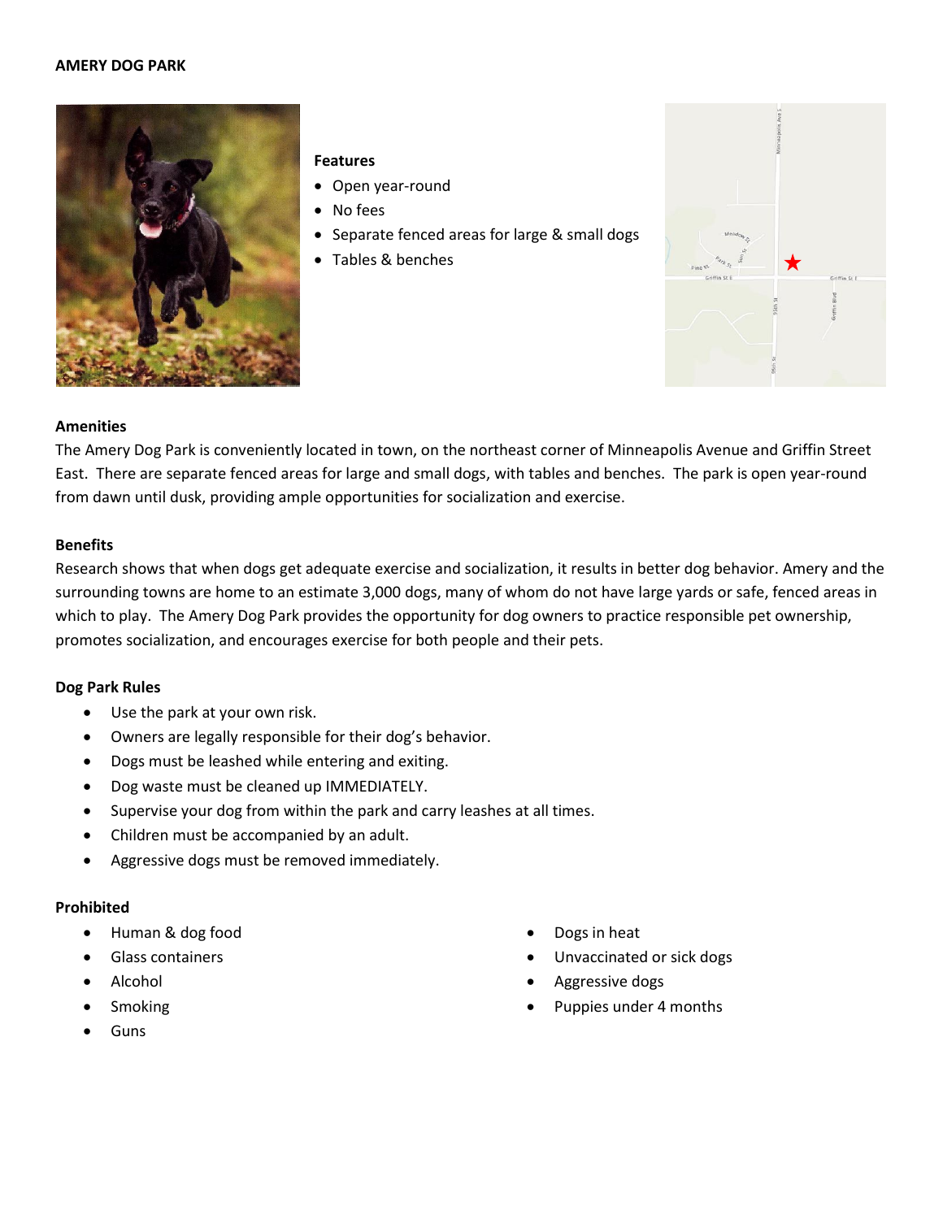# AMERY DOG PARK

**Features**

- Open year-round
- No fees
- Separate fenced areas for large & small dogs
- Tables & benches

## Amenities

The Amery Dog Park is conveniently located in town, on the northeast corner of Minneapolis Avenue and Griffin Street East. There are separate fenced areas for large and small dogs, with tables and benches. The park is open year-round from dawn until dusk, providing ample opportunities for socialization and exercise.

## Benefits

Research shows that when dogs get adequate exercise and socialization, it results in better dog behavior. Amery and the surrounding towns are home to an estimate 3,000 dogs, many of whom do not have large yards or safe, fenced areas in which to play. The Amery Dog Park provides the opportunity for dog owners to practice responsible pet ownership, promotes socialization, and encourages exercise for both people and their pets.

## Dog Park Rules

- Use the park at your own risk.
- Owners are legally responsible for their dog's behavior.
- Dogs must be leashed while entering and exiting.
- Dog waste must be cleaned up IMMEDIATELY.
- Supervise your dog from within the park and carry leashes at all times.
- Children must be accompanied by an adult.
- Aggressive dogs must be removed immediately.

## Prohibited

- Human & dog food
- Glass containers
- Alcohol
- Smoking
- Guns
- Dogs in heat
- Unvaccinated or sick dogs
- Aggressive dogs
- Puppies under 4 months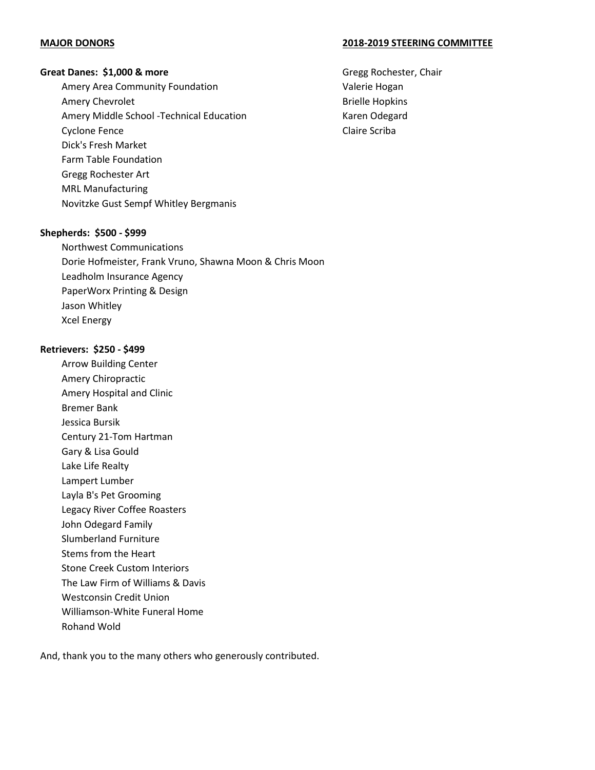## MAJOR DONORS

### Great Danes: $1,000 & more

- Amery Area Community Foundation
- Amery Chevrolet
- Amery Middle School -Technical Education
- Cyclone Fence
- Dick's Fresh Market
- Farm Table Foundation
- Gregg Rochester Art
- MRL Manufacturing
- Novitzke Gust Sempf Whitley Bergmanis

### Shepherds: $500 - $999

- Northwest Communications
- Dorie Hofmeister, Frank Vruno, Shawna Moon & Chris Moon
- Leadholm Insurance Agency
- PaperWorx Printing & Design
- Jason Whitley
- Xcel Energy

### Retrievers: $250 - $499

- Arrow Building Center
- Amery Chiropractic
- Amery Hospital and Clinic
- Bremer Bank
- Jessica Bursik
- Century 21-Tom Hartman
- Gary & Lisa Gould
- Lake Life Realty
- Lampert Lumber
- Layla B's Pet Grooming
- Legacy River Coffee Roasters
- John Odegard Family
- Slumberland Furniture
- Stems from the Heart
- Stone Creek Custom Interiors
- The Law Firm of Williams & Davis
- Westconsin Credit Union
- Williamson-White Funeral Home
- Rohand Wold

And, thank you to the many others who generously contributed.

## 2018-2019 STEERING COMMITTEE

- Gregg Rochester, Chair
- Valerie Hogan
- Brielle Hopkins
- Karen Odegard
- Claire Scriba